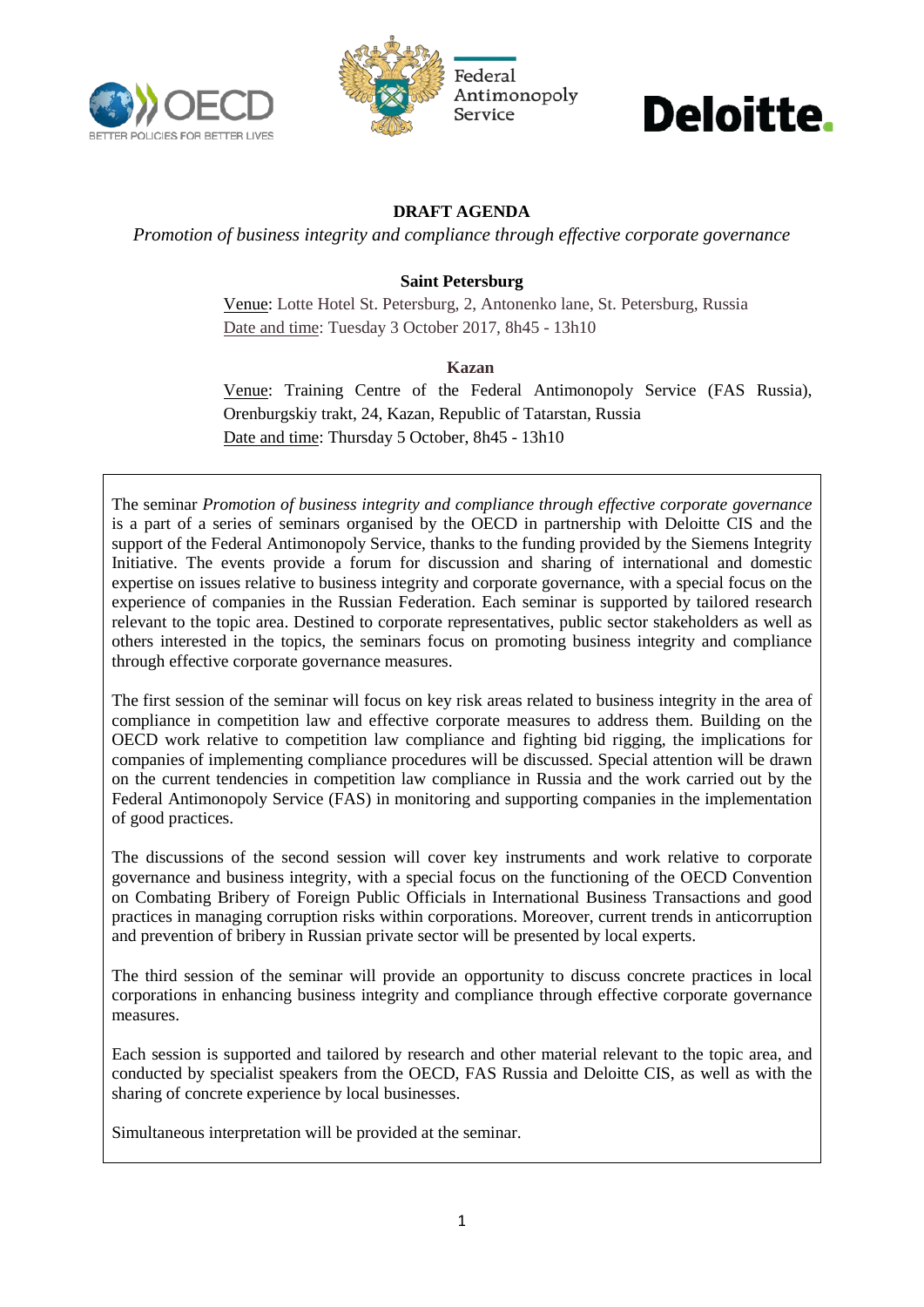# DRAFT AGENDA

*Promotion of business integrity and compliance through effective corporate governance*

**Saint Petersburg**

Venue: Lotte Hotel St. Petersburg, 2, Antonenko lane, St. Petersburg, Russia
Date and time: Tuesday 3 October 2017, 8h45 - 13h10

**Kazan**

Venue: Training Centre of the Federal Antimonopoly Service (FAS Russia), Orenburgskiy trakt, 24, Kazan, Republic of Tatarstan, Russia
Date and time: Thursday 5 October, 8h45 - 13h10

The seminar *Promotion of business integrity and compliance through effective corporate governance* is a part of a series of seminars organised by the OECD in partnership with Deloitte CIS and the support of the Federal Antimonopoly Service, thanks to the funding provided by the Siemens Integrity Initiative. The events provide a forum for discussion and sharing of international and domestic expertise on issues relative to business integrity and corporate governance, with a special focus on the experience of companies in the Russian Federation. Each seminar is supported by tailored research relevant to the topic area. Destined to corporate representatives, public sector stakeholders as well as others interested in the topics, the seminars focus on promoting business integrity and compliance through effective corporate governance measures.

The first session of the seminar will focus on key risk areas related to business integrity in the area of compliance in competition law and effective corporate measures to address them. Building on the OECD work relative to competition law compliance and fighting bid rigging, the implications for companies of implementing compliance procedures will be discussed. Special attention will be drawn on the current tendencies in competition law compliance in Russia and the work carried out by the Federal Antimonopoly Service (FAS) in monitoring and supporting companies in the implementation of good practices.

The discussions of the second session will cover key instruments and work relative to corporate governance and business integrity, with a special focus on the functioning of the OECD Convention on Combating Bribery of Foreign Public Officials in International Business Transactions and good practices in managing corruption risks within corporations. Moreover, current trends in anticorruption and prevention of bribery in Russian private sector will be presented by local experts.

The third session of the seminar will provide an opportunity to discuss concrete practices in local corporations in enhancing business integrity and compliance through effective corporate governance measures.

Each session is supported and tailored by research and other material relevant to the topic area, and conducted by specialist speakers from the OECD, FAS Russia and Deloitte CIS, as well as with the sharing of concrete experience by local businesses.

Simultaneous interpretation will be provided at the seminar.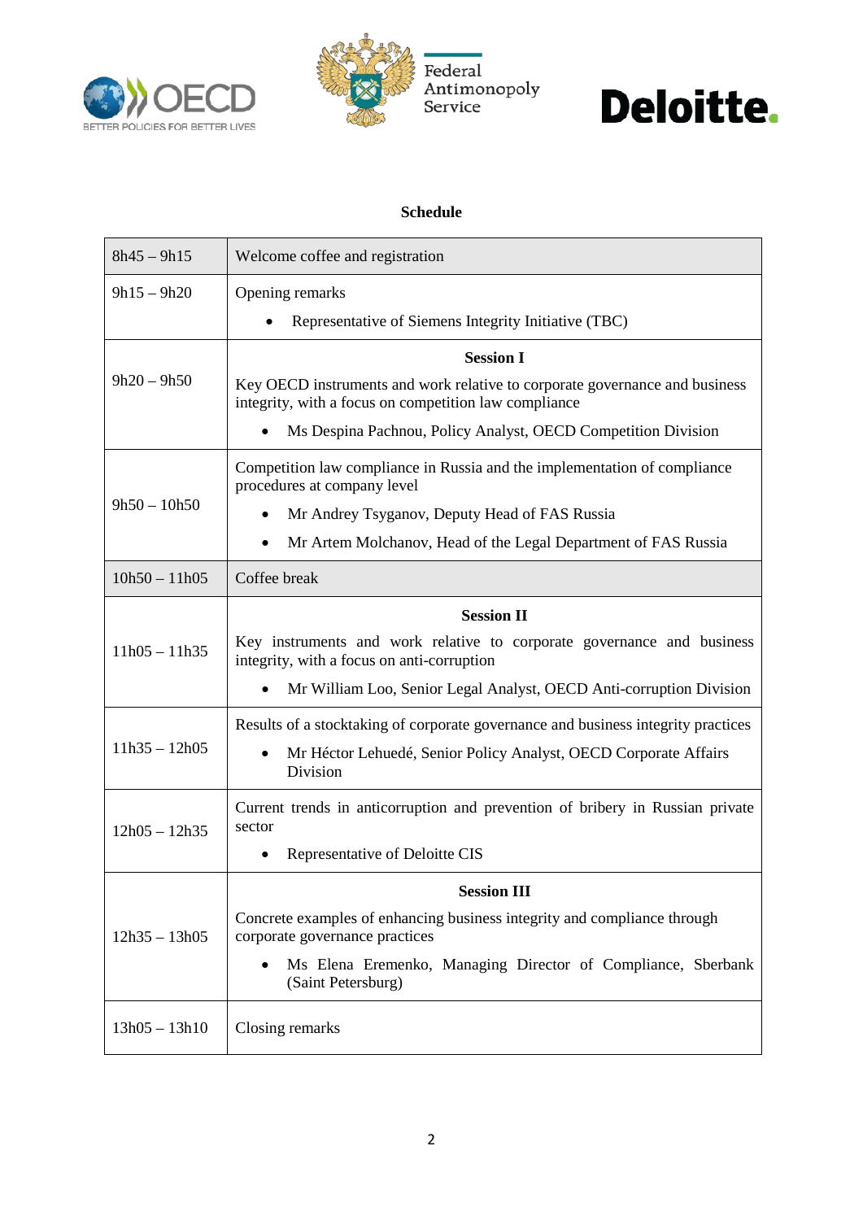## Schedule

| | |
|---|---|
| 8h45 – 9h15 | Welcome coffee and registration |
| 9h15 – 9h20 | Opening remarks<br>• Representative of Siemens Integrity Initiative (TBC) |
| 9h20 – 9h50 | **Session I**<br>Key OECD instruments and work relative to corporate governance and business integrity, with a focus on competition law compliance<br>• Ms Despina Pachnou, Policy Analyst, OECD Competition Division |
| 9h50 – 10h50 | Competition law compliance in Russia and the implementation of compliance procedures at company level<br>• Mr Andrey Tsyganov, Deputy Head of FAS Russia<br>• Mr Artem Molchanov, Head of the Legal Department of FAS Russia |
| 10h50 – 11h05 | Coffee break |
| 11h05 – 11h35 | **Session II**<br>Key instruments and work relative to corporate governance and business integrity, with a focus on anti-corruption<br>• Mr William Loo, Senior Legal Analyst, OECD Anti-corruption Division |
| 11h35 – 12h05 | Results of a stocktaking of corporate governance and business integrity practices<br>• Mr Héctor Lehuedé, Senior Policy Analyst, OECD Corporate Affairs Division |
| 12h05 – 12h35 | Current trends in anticorruption and prevention of bribery in Russian private sector<br>• Representative of Deloitte CIS |
| 12h35 – 13h05 | **Session III**<br>Concrete examples of enhancing business integrity and compliance through corporate governance practices<br>• Ms Elena Eremenko, Managing Director of Compliance, Sberbank (Saint Petersburg) |
| 13h05 – 13h10 | Closing remarks |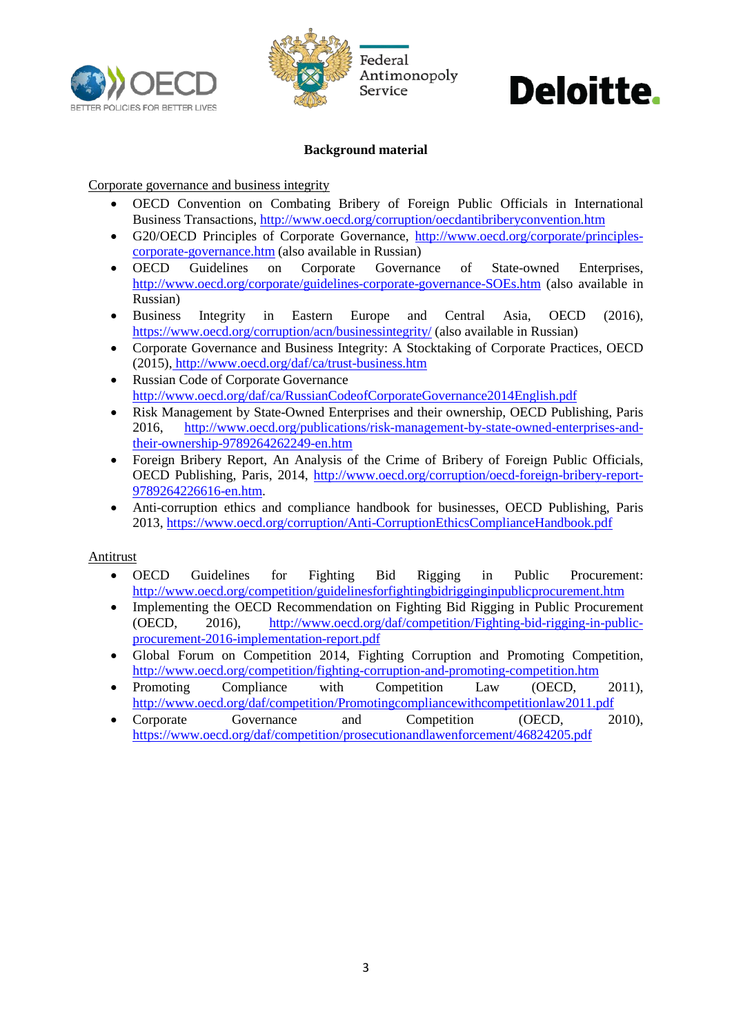**Background material**

Corporate governance and business integrity

- OECD Convention on Combating Bribery of Foreign Public Officials in International Business Transactions, http://www.oecd.org/corruption/oecdantibriberyconvention.htm
- G20/OECD Principles of Corporate Governance, http://www.oecd.org/corporate/principles-corporate-governance.htm (also available in Russian)
- OECD Guidelines on Corporate Governance of State-owned Enterprises, http://www.oecd.org/corporate/guidelines-corporate-governance-SOEs.htm (also available in Russian)
- Business Integrity in Eastern Europe and Central Asia, OECD (2016), https://www.oecd.org/corruption/acn/businessintegrity/ (also available in Russian)
- Corporate Governance and Business Integrity: A Stocktaking of Corporate Practices, OECD (2015), http://www.oecd.org/daf/ca/trust-business.htm
- Russian Code of Corporate Governance http://www.oecd.org/daf/ca/RussianCodeofCorporateGovernance2014English.pdf
- Risk Management by State-Owned Enterprises and their ownership, OECD Publishing, Paris 2016, http://www.oecd.org/publications/risk-management-by-state-owned-enterprises-and-their-ownership-9789264262249-en.htm
- Foreign Bribery Report, An Analysis of the Crime of Bribery of Foreign Public Officials, OECD Publishing, Paris, 2014, http://www.oecd.org/corruption/oecd-foreign-bribery-report-9789264226616-en.htm.
- Anti-corruption ethics and compliance handbook for businesses, OECD Publishing, Paris 2013, https://www.oecd.org/corruption/Anti-CorruptionEthicsComplianceHandbook.pdf

Antitrust

- OECD Guidelines for Fighting Bid Rigging in Public Procurement: http://www.oecd.org/competition/guidelinesforfightingbidrigginginpublicprocurement.htm
- Implementing the OECD Recommendation on Fighting Bid Rigging in Public Procurement (OECD, 2016), http://www.oecd.org/daf/competition/Fighting-bid-rigging-in-public-procurement-2016-implementation-report.pdf
- Global Forum on Competition 2014, Fighting Corruption and Promoting Competition, http://www.oecd.org/competition/fighting-corruption-and-promoting-competition.htm
- Promoting Compliance with Competition Law (OECD, 2011), http://www.oecd.org/daf/competition/Promotingcompliancewithcompetitionlaw2011.pdf
- Corporate Governance and Competition (OECD, 2010), https://www.oecd.org/daf/competition/prosecutionandlawenforcement/46824205.pdf